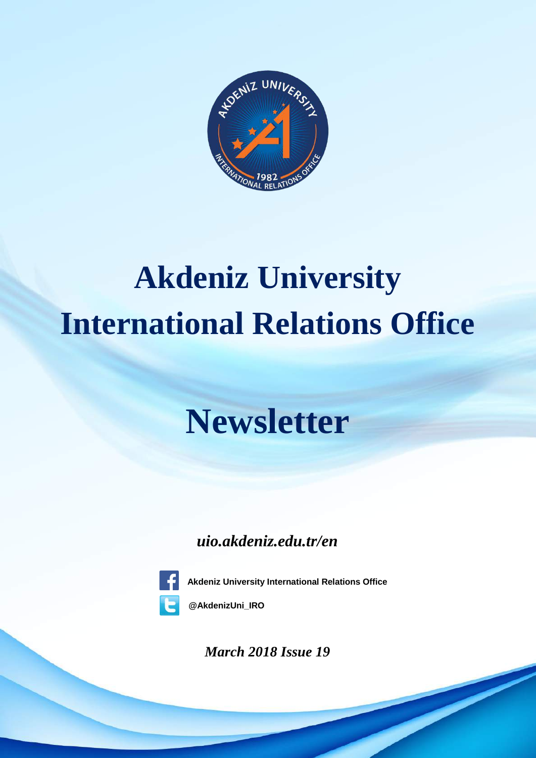# Akdeniz University International Relations Office

# Newsletter

***uio.akdeniz.edu.tr/en***

**Akdeniz University International Relations Office**

**@AkdenizUni_IRO**

***March 2018 Issue 19***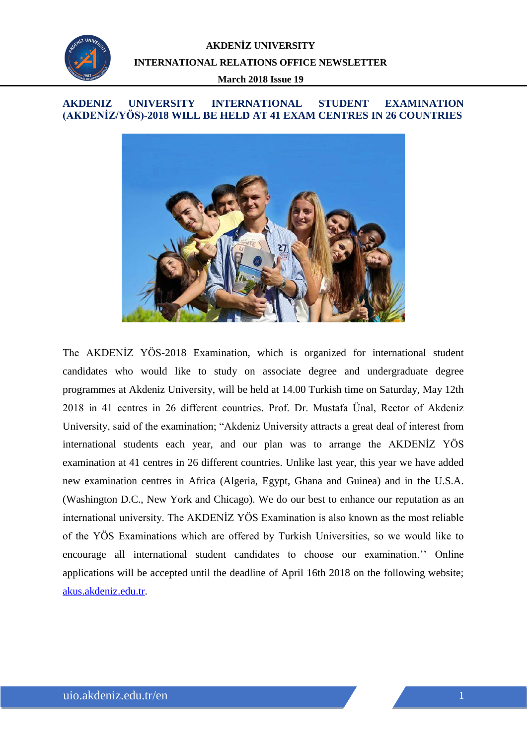AKDENİZ UNIVERSITY

INTERNATIONAL RELATIONS OFFICE NEWSLETTER

March 2018 Issue 19

## AKDENIZ UNIVERSITY INTERNATIONAL STUDENT EXAMINATION (AKDENİZ/YÖS)-2018 WILL BE HELD AT 41 EXAM CENTRES IN 26 COUNTRIES

The AKDENİZ YÖS-2018 Examination, which is organized for international student candidates who would like to study on associate degree and undergraduate degree programmes at Akdeniz University, will be held at 14.00 Turkish time on Saturday, May 12th 2018 in 41 centres in 26 different countries. Prof. Dr. Mustafa Ünal, Rector of Akdeniz University, said of the examination; "Akdeniz University attracts a great deal of interest from international students each year, and our plan was to arrange the AKDENİZ YÖS examination at 41 centres in 26 different countries. Unlike last year, this year we have added new examination centres in Africa (Algeria, Egypt, Ghana and Guinea) and in the U.S.A. (Washington D.C., New York and Chicago). We do our best to enhance our reputation as an international university. The AKDENİZ YÖS Examination is also known as the most reliable of the YÖS Examinations which are offered by Turkish Universities, so we would like to encourage all international student candidates to choose our examination.'' Online applications will be accepted until the deadline of April 16th 2018 on the following website; [akus.akdeniz.edu.tr](akus.akdeniz.edu.tr).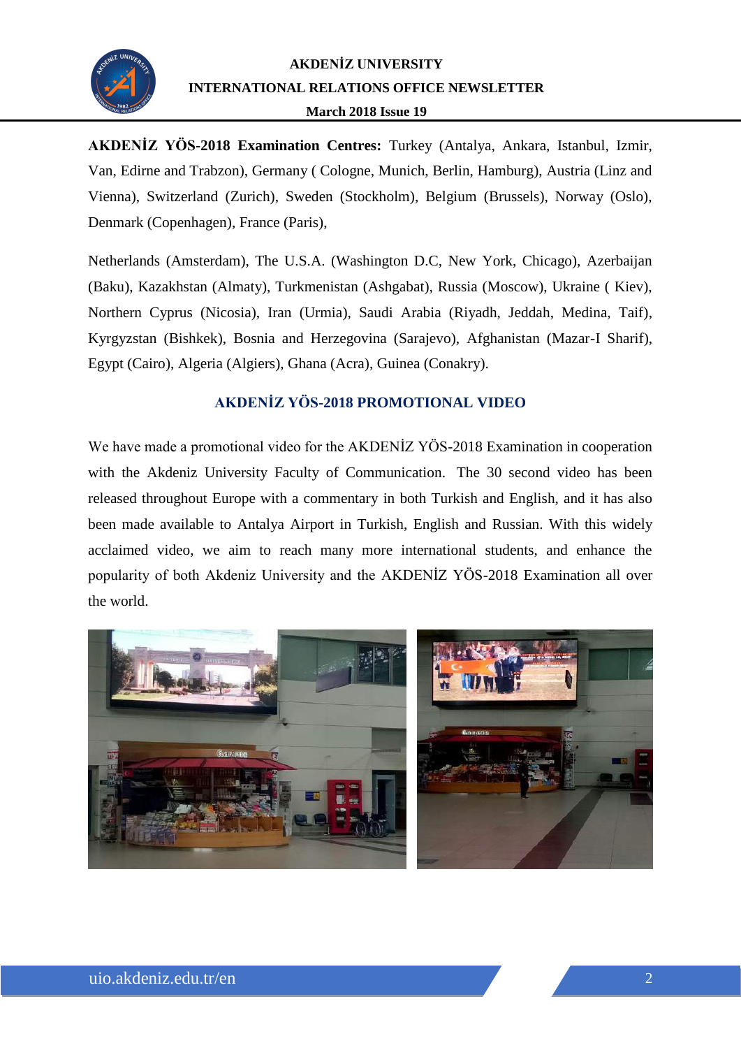**AKDENİZ YÖS-2018 Examination Centres:** Turkey (Antalya, Ankara, Istanbul, Izmir, Van, Edirne and Trabzon), Germany ( Cologne, Munich, Berlin, Hamburg), Austria (Linz and Vienna), Switzerland (Zurich), Sweden (Stockholm), Belgium (Brussels), Norway (Oslo), Denmark (Copenhagen), France (Paris),

Netherlands (Amsterdam), The U.S.A. (Washington D.C, New York, Chicago), Azerbaijan (Baku), Kazakhstan (Almaty), Turkmenistan (Ashgabat), Russia (Moscow), Ukraine ( Kiev), Northern Cyprus (Nicosia), Iran (Urmia), Saudi Arabia (Riyadh, Jeddah, Medina, Taif), Kyrgyzstan (Bishkek), Bosnia and Herzegovina (Sarajevo), Afghanistan (Mazar-I Sharif), Egypt (Cairo), Algeria (Algiers), Ghana (Acra), Guinea (Conakry).

## AKDENİZ YÖS-2018 PROMOTIONAL VIDEO

We have made a promotional video for the AKDENİZ YÖS-2018 Examination in cooperation with the Akdeniz University Faculty of Communication. The 30 second video has been released throughout Europe with a commentary in both Turkish and English, and it has also been made available to Antalya Airport in Turkish, English and Russian. With this widely acclaimed video, we aim to reach many more international students, and enhance the popularity of both Akdeniz University and the AKDENİZ YÖS-2018 Examination all over the world.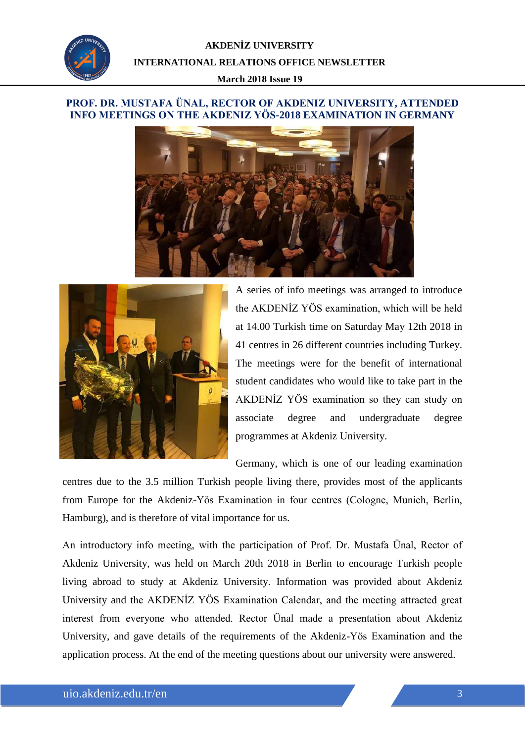## PROF. DR. MUSTAFA ÜNAL, RECTOR OF AKDENIZ UNIVERSITY, ATTENDED INFO MEETINGS ON THE AKDENIZ YÖS-2018 EXAMINATION IN GERMANY

A series of info meetings was arranged to introduce the AKDENİZ YÖS examination, which will be held at 14.00 Turkish time on Saturday May 12th 2018 in 41 centres in 26 different countries including Turkey. The meetings were for the benefit of international student candidates who would like to take part in the AKDENİZ YÖS examination so they can study on associate degree and undergraduate degree programmes at Akdeniz University.

Germany, which is one of our leading examination centres due to the 3.5 million Turkish people living there, provides most of the applicants from Europe for the Akdeniz-Yös Examination in four centres (Cologne, Munich, Berlin, Hamburg), and is therefore of vital importance for us.

An introductory info meeting, with the participation of Prof. Dr. Mustafa Ünal, Rector of Akdeniz University, was held on March 20th 2018 in Berlin to encourage Turkish people living abroad to study at Akdeniz University. Information was provided about Akdeniz University and the AKDENİZ YÖS Examination Calendar, and the meeting attracted great interest from everyone who attended. Rector Ünal made a presentation about Akdeniz University, and gave details of the requirements of the Akdeniz-Yös Examination and the application process. At the end of the meeting questions about our university were answered.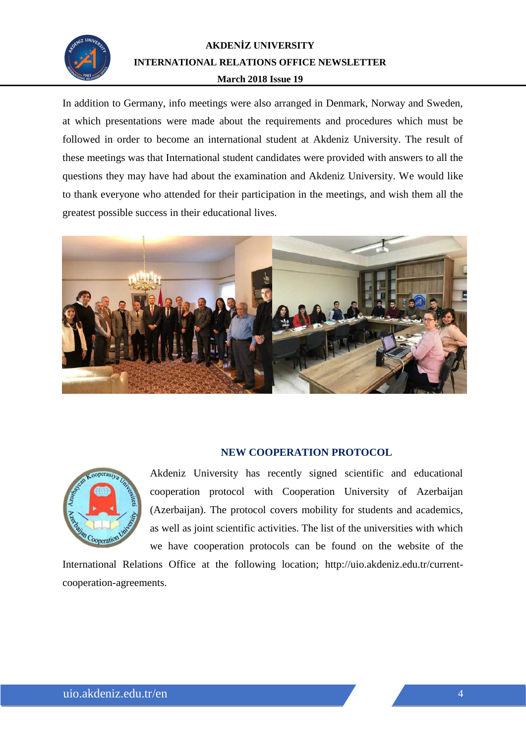In addition to Germany, info meetings were also arranged in Denmark, Norway and Sweden, at which presentations were made about the requirements and procedures which must be followed in order to become an international student at Akdeniz University. The result of these meetings was that International student candidates were provided with answers to all the questions they may have had about the examination and Akdeniz University. We would like to thank everyone who attended for their participation in the meetings, and wish them all the greatest possible success in their educational lives.

## NEW COOPERATION PROTOCOL

Akdeniz University has recently signed scientific and educational cooperation protocol with Cooperation University of Azerbaijan (Azerbaijan). The protocol covers mobility for students and academics, as well as joint scientific activities. The list of the universities with which we have cooperation protocols can be found on the website of the International Relations Office at the following location; http://uio.akdeniz.edu.tr/current-cooperation-agreements.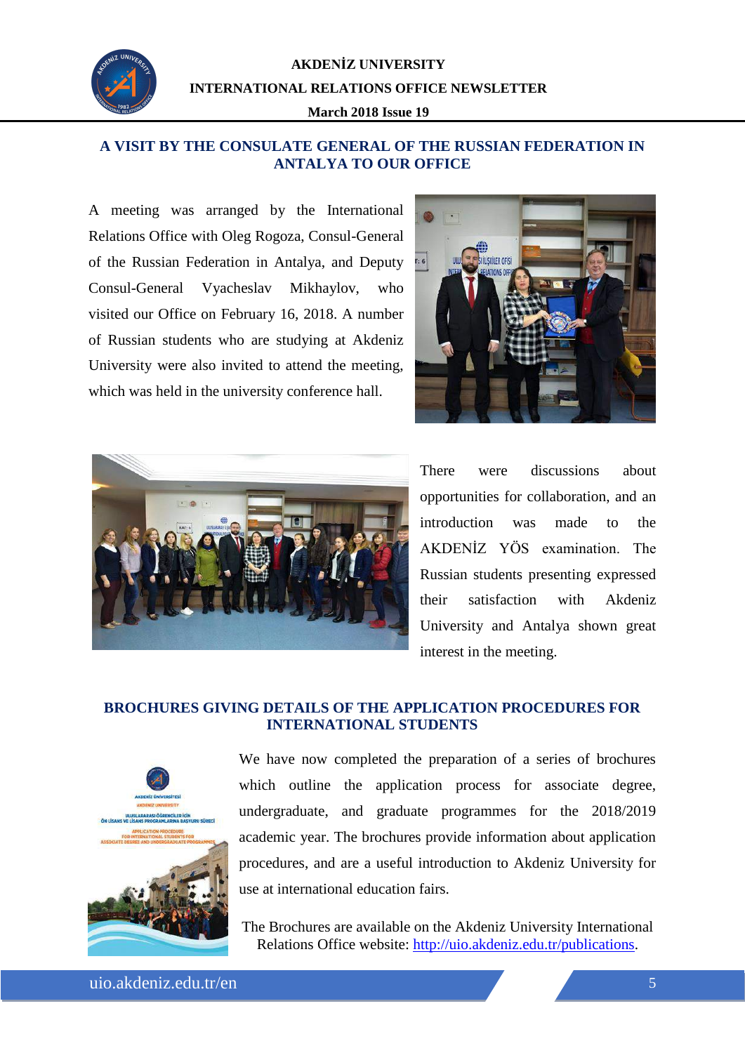## A VISIT BY THE CONSULATE GENERAL OF THE RUSSIAN FEDERATION IN ANTALYA TO OUR OFFICE

A meeting was arranged by the International Relations Office with Oleg Rogoza, Consul-General of the Russian Federation in Antalya, and Deputy Consul-General Vyacheslav Mikhaylov, who visited our Office on February 16, 2018. A number of Russian students who are studying at Akdeniz University were also invited to attend the meeting, which was held in the university conference hall.

There were discussions about opportunities for collaboration, and an introduction was made to the AKDENİZ YÖS examination. The Russian students presenting expressed their satisfaction with Akdeniz University and Antalya shown great interest in the meeting.

## BROCHURES GIVING DETAILS OF THE APPLICATION PROCEDURES FOR INTERNATIONAL STUDENTS

We have now completed the preparation of a series of brochures which outline the application process for associate degree, undergraduate, and graduate programmes for the 2018/2019 academic year. The brochures provide information about application procedures, and are a useful introduction to Akdeniz University for use at international education fairs.

The Brochures are available on the Akdeniz University International Relations Office website: [http://uio.akdeniz.edu.tr/publications](http://uio.akdeniz.edu.tr/publications).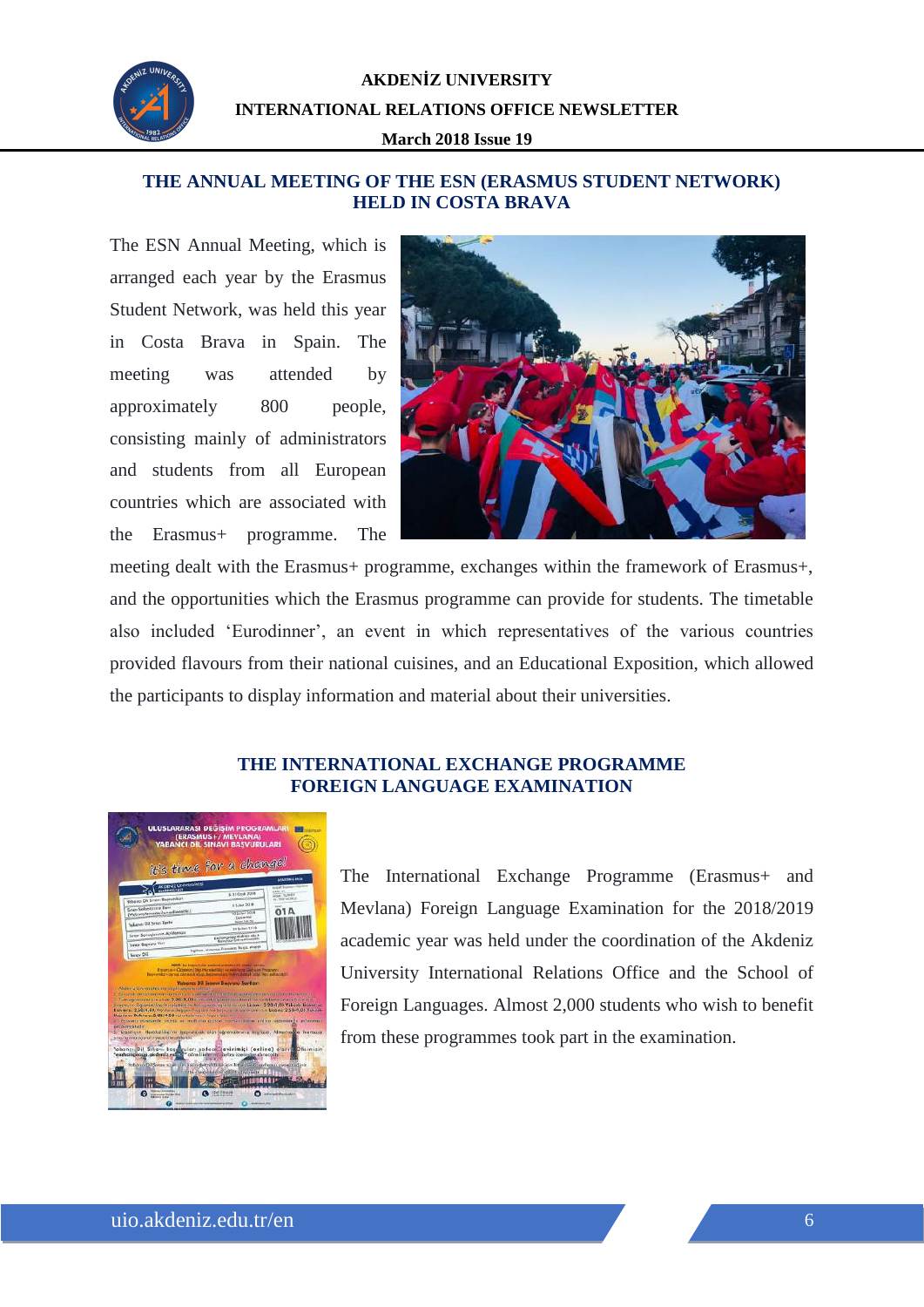## THE ANNUAL MEETING OF THE ESN (ERASMUS STUDENT NETWORK) HELD IN COSTA BRAVA

The ESN Annual Meeting, which is arranged each year by the Erasmus Student Network, was held this year in Costa Brava in Spain. The meeting was attended by approximately 800 people, consisting mainly of administrators and students from all European countries which are associated with the Erasmus+ programme. The meeting dealt with the Erasmus+ programme, exchanges within the framework of Erasmus+, and the opportunities which the Erasmus programme can provide for students. The timetable also included 'Eurodinner', an event in which representatives of the various countries provided flavours from their national cuisines, and an Educational Exposition, which allowed the participants to display information and material about their universities.

## THE INTERNATIONAL EXCHANGE PROGRAMME FOREIGN LANGUAGE EXAMINATION

The International Exchange Programme (Erasmus+ and Mevlana) Foreign Language Examination for the 2018/2019 academic year was held under the coordination of the Akdeniz University International Relations Office and the School of Foreign Languages. Almost 2,000 students who wish to benefit from these programmes took part in the examination.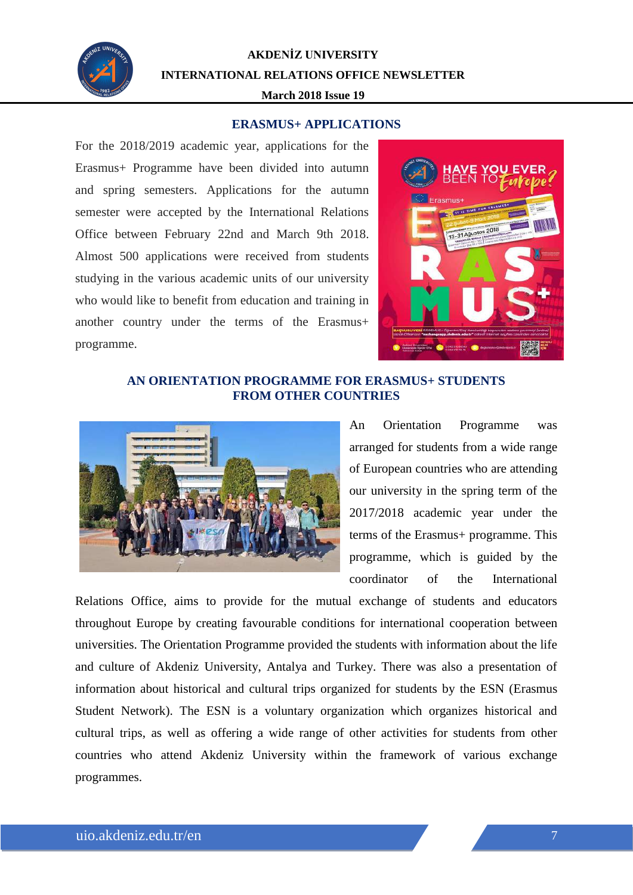## ERASMUS+ APPLICATIONS

For the 2018/2019 academic year, applications for the Erasmus+ Programme have been divided into autumn and spring semesters. Applications for the autumn semester were accepted by the International Relations Office between February 22nd and March 9th 2018. Almost 500 applications were received from students studying in the various academic units of our university who would like to benefit from education and training in another country under the terms of the Erasmus+ programme.

## AN ORIENTATION PROGRAMME FOR ERASMUS+ STUDENTS FROM OTHER COUNTRIES

An Orientation Programme was arranged for students from a wide range of European countries who are attending our university in the spring term of the 2017/2018 academic year under the terms of the Erasmus+ programme. This programme, which is guided by the coordinator of the International Relations Office, aims to provide for the mutual exchange of students and educators throughout Europe by creating favourable conditions for international cooperation between universities. The Orientation Programme provided the students with information about the life and culture of Akdeniz University, Antalya and Turkey. There was also a presentation of information about historical and cultural trips organized for students by the ESN (Erasmus Student Network). The ESN is a voluntary organization which organizes historical and cultural trips, as well as offering a wide range of other activities for students from other countries who attend Akdeniz University within the framework of various exchange programmes.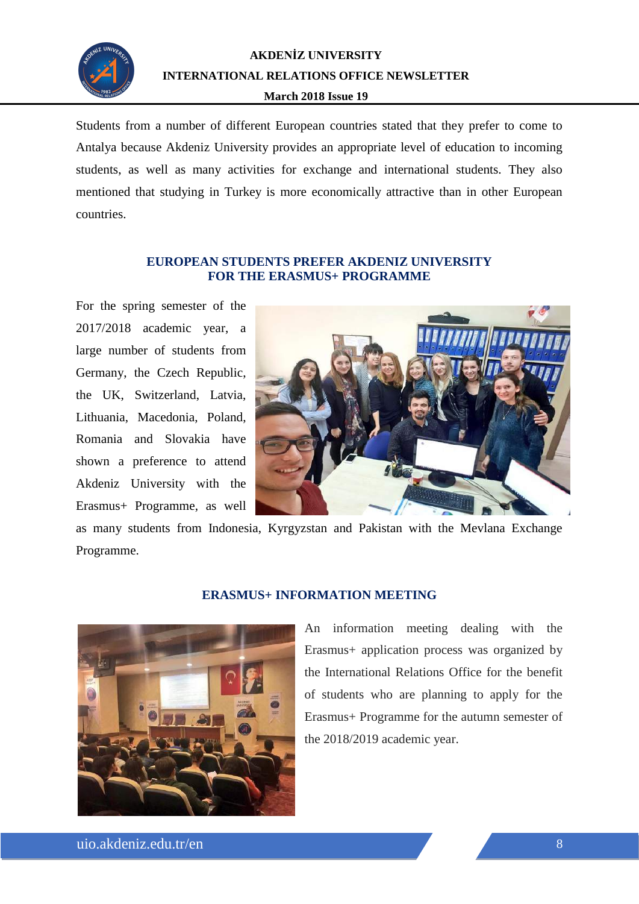Students from a number of different European countries stated that they prefer to come to Antalya because Akdeniz University provides an appropriate level of education to incoming students, as well as many activities for exchange and international students. They also mentioned that studying in Turkey is more economically attractive than in other European countries.

## EUROPEAN STUDENTS PREFER AKDENIZ UNIVERSITY FOR THE ERASMUS+ PROGRAMME

For the spring semester of the 2017/2018 academic year, a large number of students from Germany, the Czech Republic, the UK, Switzerland, Latvia, Lithuania, Macedonia, Poland, Romania and Slovakia have shown a preference to attend Akdeniz University with the Erasmus+ Programme, as well as many students from Indonesia, Kyrgyzstan and Pakistan with the Mevlana Exchange Programme.

## ERASMUS+ INFORMATION MEETING

An information meeting dealing with the Erasmus+ application process was organized by the International Relations Office for the benefit of students who are planning to apply for the Erasmus+ Programme for the autumn semester of the 2018/2019 academic year.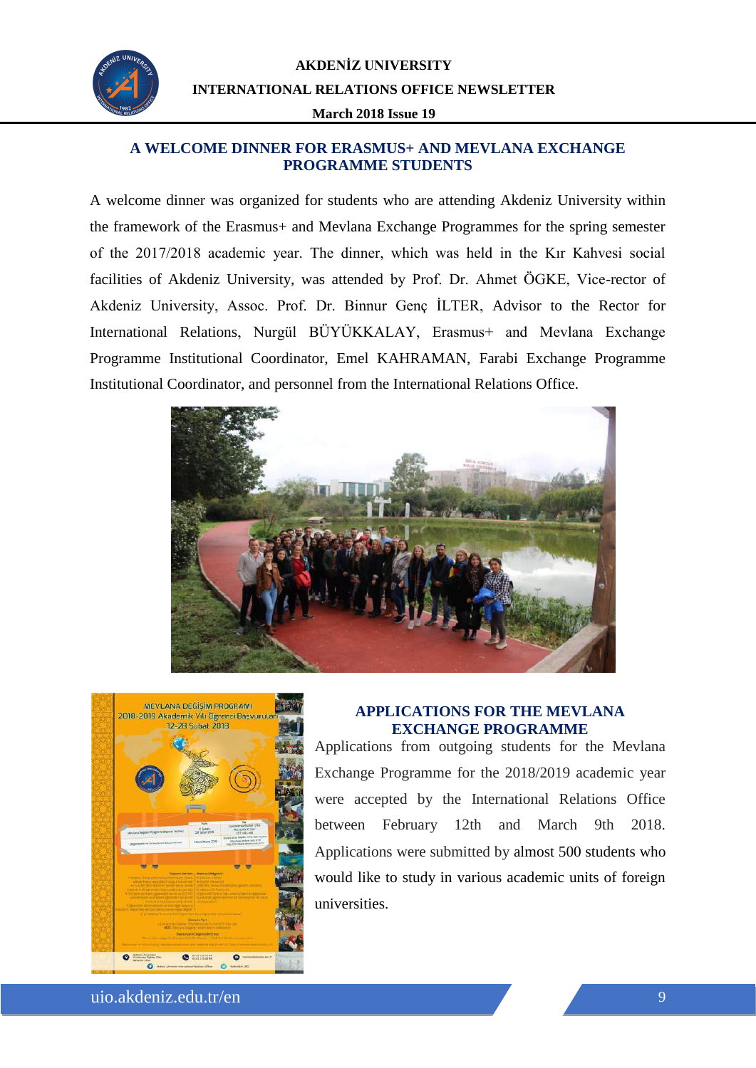## A WELCOME DINNER FOR ERASMUS+ AND MEVLANA EXCHANGE PROGRAMME STUDENTS

A welcome dinner was organized for students who are attending Akdeniz University within the framework of the Erasmus+ and Mevlana Exchange Programmes for the spring semester of the 2017/2018 academic year. The dinner, which was held in the Kır Kahvesi social facilities of Akdeniz University, was attended by Prof. Dr. Ahmet ÖGKE, Vice-rector of Akdeniz University, Assoc. Prof. Dr. Binnur Genç İLTER, Advisor to the Rector for International Relations, Nurgül BÜYÜKKALAY, Erasmus+ and Mevlana Exchange Programme Institutional Coordinator, Emel KAHRAMAN, Farabi Exchange Programme Institutional Coordinator, and personnel from the International Relations Office.

## APPLICATIONS FOR THE MEVLANA EXCHANGE PROGRAMME

Applications from outgoing students for the Mevlana Exchange Programme for the 2018/2019 academic year were accepted by the International Relations Office between February 12th and March 9th 2018. Applications were submitted by almost 500 students who would like to study in various academic units of foreign universities.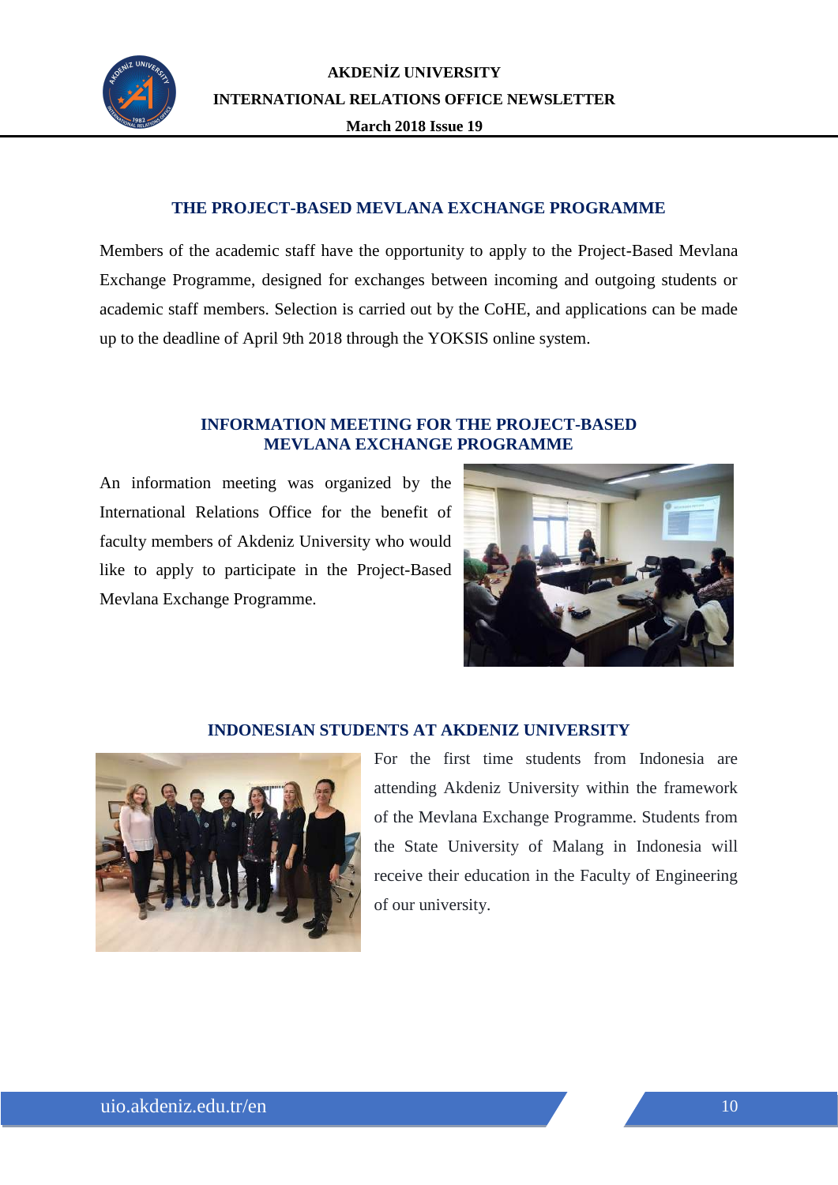## THE PROJECT-BASED MEVLANA EXCHANGE PROGRAMME

Members of the academic staff have the opportunity to apply to the Project-Based Mevlana Exchange Programme, designed for exchanges between incoming and outgoing students or academic staff members. Selection is carried out by the CoHE, and applications can be made up to the deadline of April 9th 2018 through the YOKSIS online system.

## INFORMATION MEETING FOR THE PROJECT-BASED MEVLANA EXCHANGE PROGRAMME

An information meeting was organized by the International Relations Office for the benefit of faculty members of Akdeniz University who would like to apply to participate in the Project-Based Mevlana Exchange Programme.

## INDONESIAN STUDENTS AT AKDENIZ UNIVERSITY

For the first time students from Indonesia are attending Akdeniz University within the framework of the Mevlana Exchange Programme. Students from the State University of Malang in Indonesia will receive their education in the Faculty of Engineering of our university.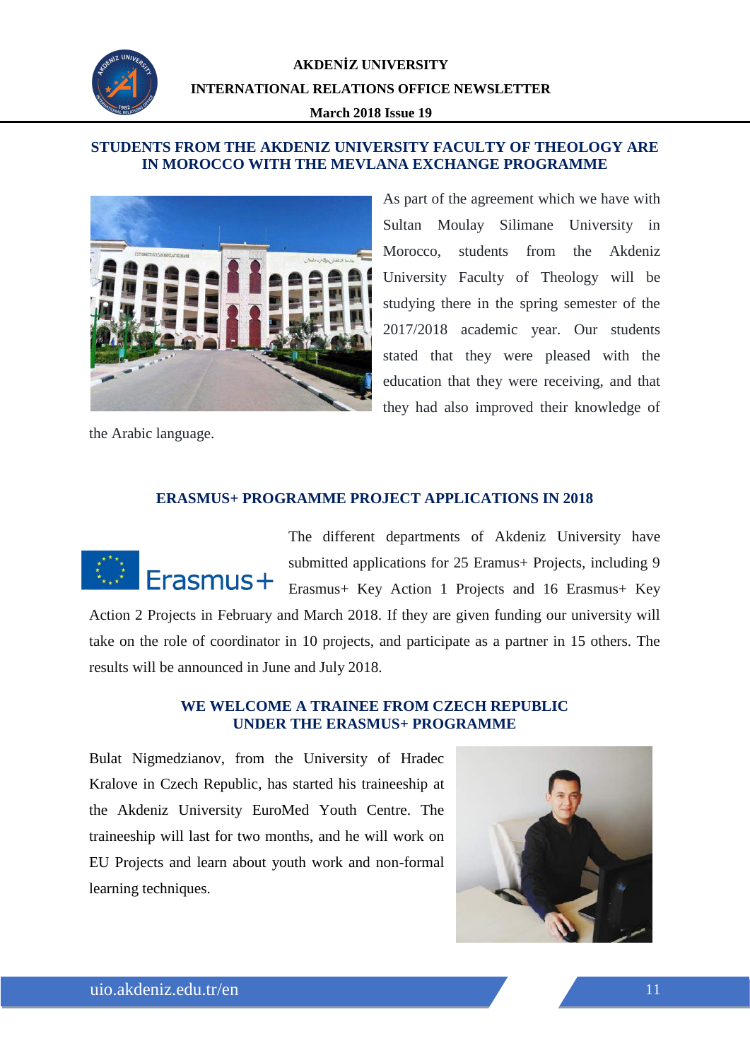## STUDENTS FROM THE AKDENIZ UNIVERSITY FACULTY OF THEOLOGY ARE IN MOROCCO WITH THE MEVLANA EXCHANGE PROGRAMME

As part of the agreement which we have with Sultan Moulay Silimane University in Morocco, students from the Akdeniz University Faculty of Theology will be studying there in the spring semester of the 2017/2018 academic year. Our students stated that they were pleased with the education that they were receiving, and that they had also improved their knowledge of the Arabic language.

## ERASMUS+ PROGRAMME PROJECT APPLICATIONS IN 2018

The different departments of Akdeniz University have submitted applications for 25 Eramus+ Projects, including 9 Erasmus+ Key Action 1 Projects and 16 Erasmus+ Key Action 2 Projects in February and March 2018. If they are given funding our university will take on the role of coordinator in 10 projects, and participate as a partner in 15 others. The results will be announced in June and July 2018.

## WE WELCOME A TRAINEE FROM CZECH REPUBLIC UNDER THE ERASMUS+ PROGRAMME

Bulat Nigmedzianov, from the University of Hradec Kralove in Czech Republic, has started his traineeship at the Akdeniz University EuroMed Youth Centre. The traineeship will last for two months, and he will work on EU Projects and learn about youth work and non-formal learning techniques.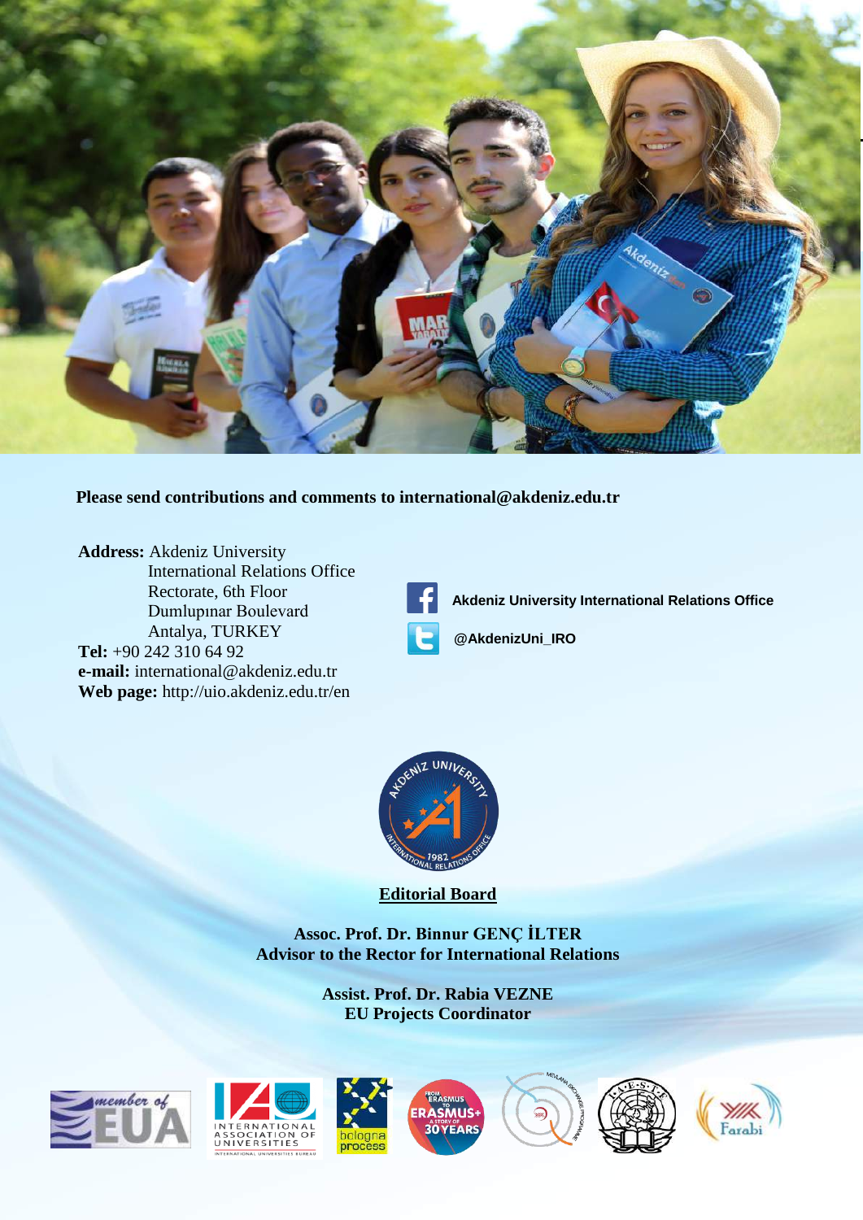**Please send contributions and comments to international@akdeniz.edu.tr**

**Address:** Akdeniz University
International Relations Office
Rectorate, 6th Floor
Dumlupınar Boulevard
Antalya, TURKEY
**Tel:** +90 242 310 64 92
**e-mail:** international@akdeniz.edu.tr
**Web page:** http://uio.akdeniz.edu.tr/en

**Akdeniz University International Relations Office**

**@AkdenizUni_IRO**

**Editorial Board**

**Assoc. Prof. Dr. Binnur GENÇ İLTER**
**Advisor to the Rector for International Relations**

**Assist. Prof. Dr. Rabia VEZNE**
**EU Projects Coordinator**